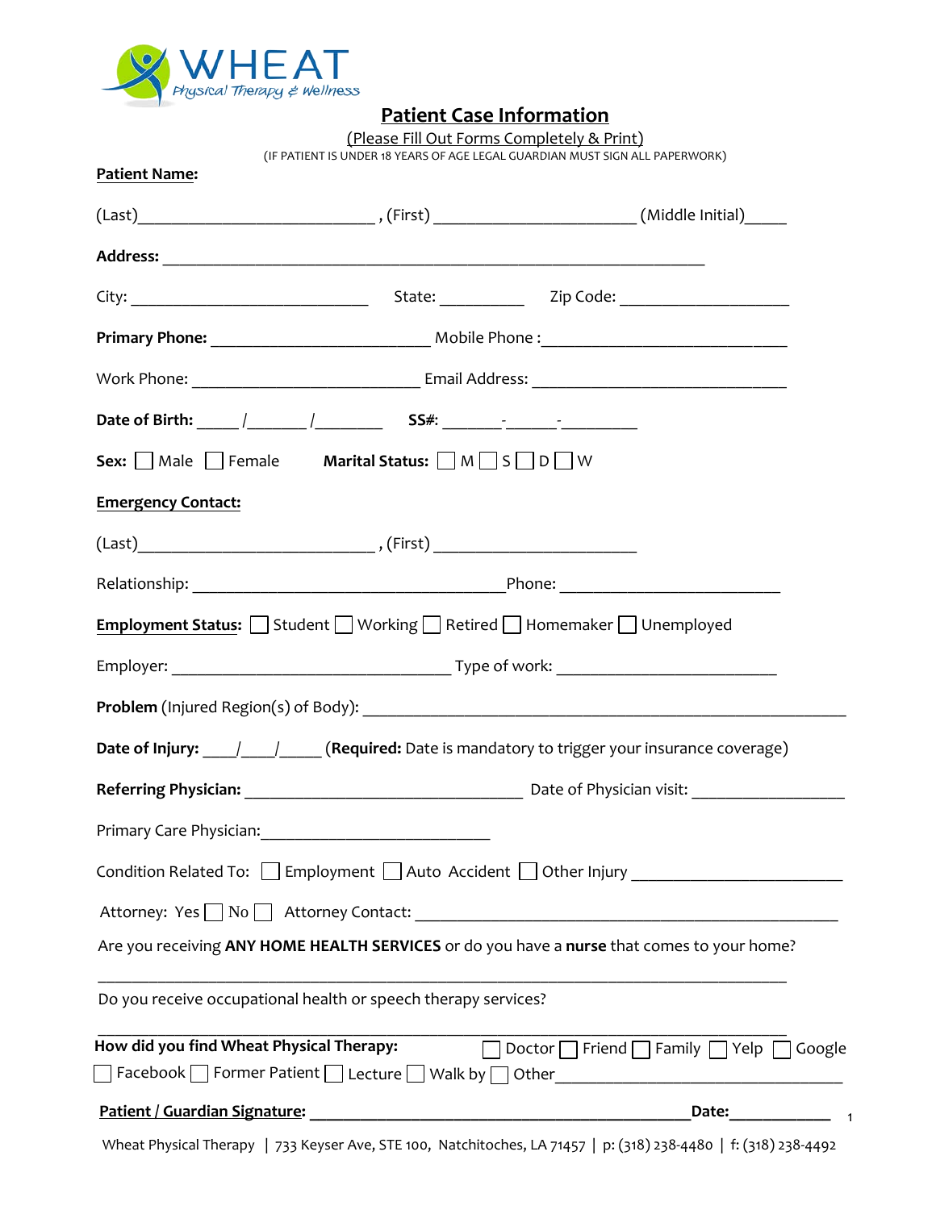WHEAT
Physical Therapy & Wellness

# Patient Case Information

(Please Fill Out Forms Completely & Print)

(IF PATIENT IS UNDER 18 YEARS OF AGE LEGAL GUARDIAN MUST SIGN ALL PAPERWORK)

**Patient Name:**

(Last)__________________________, (First) ______________________ (Middle Initial)_____

**Address:** ____________________________________________________________

City: __________________________ State: __________ Zip Code: ___________________

**Primary Phone:** _______________________ Mobile Phone :___________________________

Work Phone: _________________________ Email Address: ____________________________

**Date of Birth:** _____/_______/________ **SS#:** _______-______-_________

**Sex:** ☐ Male ☐ Female **Marital Status:** ☐ M ☐ S ☐ D ☐ W

**Emergency Contact:**

(Last)__________________________, (First) ______________________

Relationship: ___________________________________Phone: _________________________

**Employment Status:** ☐ Student ☐ Working ☐ Retired ☐ Homemaker ☐ Unemployed

Employer: _______________________________ Type of work: _________________________

**Problem** (Injured Region(s) of Body): ____________________________________________________

**Date of Injury:** ____/____/_____ (**Required:** Date is mandatory to trigger your insurance coverage)

**Referring Physician:** _______________________________ Date of Physician visit: _________________

Primary Care Physician:__________________________

Condition Related To: ☐ Employment ☐ Auto Accident ☐ Other Injury _______________________

Attorney: Yes ☐ No ☐ Attorney Contact: ________________________________________________

Are you receiving **ANY HOME HEALTH SERVICES** or do you have a **nurse** that comes to your home?

______________________________________________________________________________

Do you receive occupational health or speech therapy services?

______________________________________________________________________________

**How did you find Wheat Physical Therapy:** ☐ Doctor ☐ Friend ☐ Family ☐ Yelp ☐ Google ☐ Facebook ☐ Former Patient ☐ Lecture ☐ Walk by ☐ Other_______________________________

**Patient / Guardian Signature:** ____________________________________________ **Date:**___________

Wheat Physical Therapy | 733 Keyser Ave, STE 100, Natchitoches, LA 71457 | p: (318) 238-4480 | f: (318) 238-4492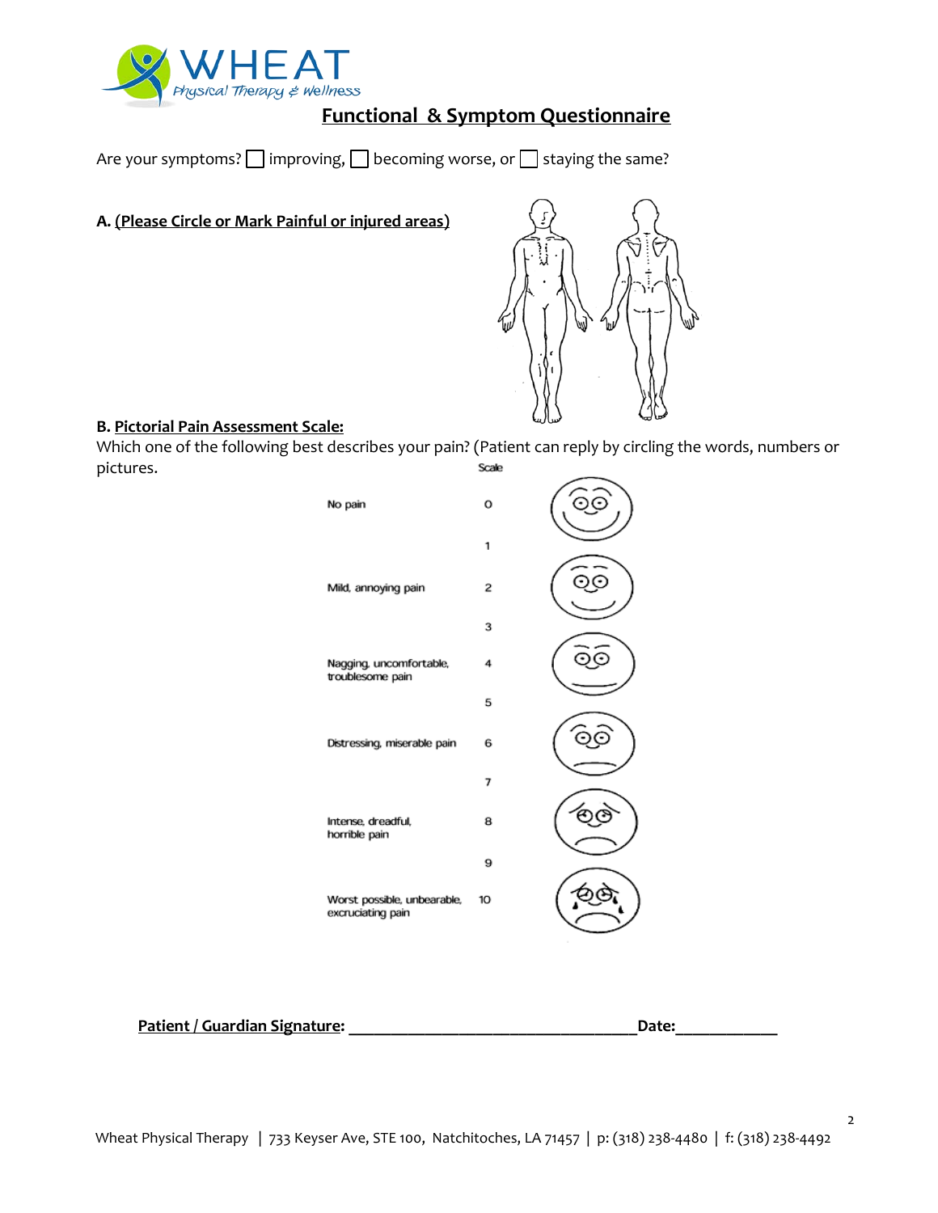# Functional & Symptom Questionnaire

Are your symptoms? ☐ improving, ☐ becoming worse, or ☐ staying the same?

**A. (Please Circle or Mark Painful or injured areas)**

**B. Pictorial Pain Assessment Scale:**

Which one of the following best describes your pain? (Patient can reply by circling the words, numbers or pictures.

| | Scale |
|---|---|
| No pain | 0 |
| | 1 |
| Mild, annoying pain | 2 |
| | 3 |
| Nagging, uncomfortable, troublesome pain | 4 |
| | 5 |
| Distressing, miserable pain | 6 |
| | 7 |
| Intense, dreadful, horrible pain | 8 |
| | 9 |
| Worst possible, unbearable, excruciating pain | 10 |

**Patient / Guardian Signature:** ___________________________________ **Date:**____________

Wheat Physical Therapy | 733 Keyser Ave, STE 100, Natchitoches, LA 71457 | p: (318) 238-4480 | f: (318) 238-4492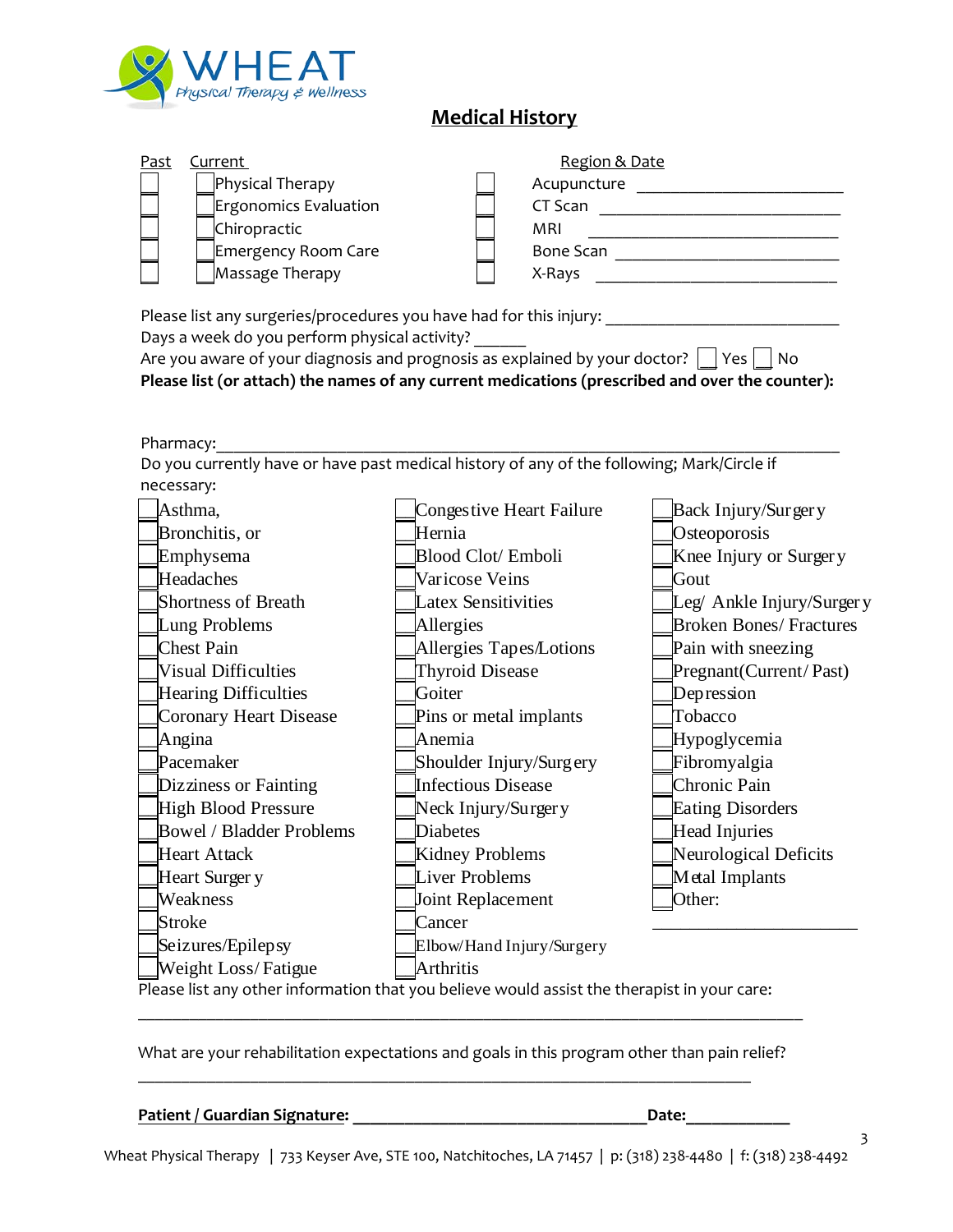WHEAT Physical Therapy & Wellness

## Medical History

| Past | Current | | | Region & Date |
|---|---|---|---|---|
| ☐ | ☐ | Physical Therapy | ☐ | Acupuncture ________________________ |
| ☐ | ☐ | Ergonomics Evaluation | ☐ | CT Scan ____________________________ |
| ☐ | ☐ | Chiropractic | ☐ | MRI ________________________________ |
| ☐ | ☐ | Emergency Room Care | ☐ | Bone Scan __________________________ |
| ☐ | ☐ | Massage Therapy | ☐ | X-Rays _____________________________ |

Please list any surgeries/procedures you have had for this injury: ___________________________

Days a week do you perform physical activity? ______

Are you aware of your diagnosis and prognosis as explained by your doctor? ☐ Yes ☐ No

**Please list (or attach) the names of any current medications (prescribed and over the counter):**

Pharmacy:_________________________________________________________________________

Do you currently have or have past medical history of any of the following; Mark/Circle if necessary:

| | | |
|---|---|---|
| ☐ Asthma, | ☐ Congestive Heart Failure | ☐ Back Injury/Surgery |
| ☐ Bronchitis, or | ☐ Hernia | ☐ Osteoporosis |
| ☐ Emphysema | ☐ Blood Clot/ Emboli | ☐ Knee Injury or Surgery |
| ☐ Headaches | ☐ Varicose Veins | ☐ Gout |
| ☐ Shortness of Breath | ☐ Latex Sensitivities | ☐ Leg/ Ankle Injury/Surgery |
| ☐ Lung Problems | ☐ Allergies | ☐ Broken Bones/ Fractures |
| ☐ Chest Pain | ☐ Allergies Tapes/Lotions | ☐ Pain with sneezing |
| ☐ Visual Difficulties | ☐ Thyroid Disease | ☐ Pregnant(Current/ Past) |
| ☐ Hearing Difficulties | ☐ Goiter | ☐ Depression |
| ☐ Coronary Heart Disease | ☐ Pins or metal implants | ☐ Tobacco |
| ☐ Angina | ☐ Anemia | ☐ Hypoglycemia |
| ☐ Pacemaker | ☐ Shoulder Injury/Surgery | ☐ Fibromyalgia |
| ☐ Dizziness or Fainting | ☐ Infectious Disease | ☐ Chronic Pain |
| ☐ High Blood Pressure | ☐ Neck Injury/Surgery | ☐ Eating Disorders |
| ☐ Bowel / Bladder Problems | ☐ Diabetes | ☐ Head Injuries |
| ☐ Heart Attack | ☐ Kidney Problems | ☐ Neurological Deficits |
| ☐ Heart Surgery | ☐ Liver Problems | ☐ Metal Implants |
| ☐ Weakness | ☐ Joint Replacement | ☐ Other: |
| ☐ Stroke | ☐ Cancer | ______________________ |
| ☐ Seizures/Epilepsy | ☐ Elbow/Hand Injury/Surgery | |
| ☐ Weight Loss/ Fatigue | ☐ Arthritis | |

Please list any other information that you believe would assist the therapist in your care:

_____________________________________________________________________________

What are your rehabilitation expectations and goals in this program other than pain relief?

_____________________________________________________________________________

**Patient / Guardian Signature:** ________________________________ **Date:**____________

Wheat Physical Therapy | 733 Keyser Ave, STE 100, Natchitoches, LA 71457 | p: (318) 238-4480 | f: (318) 238-4492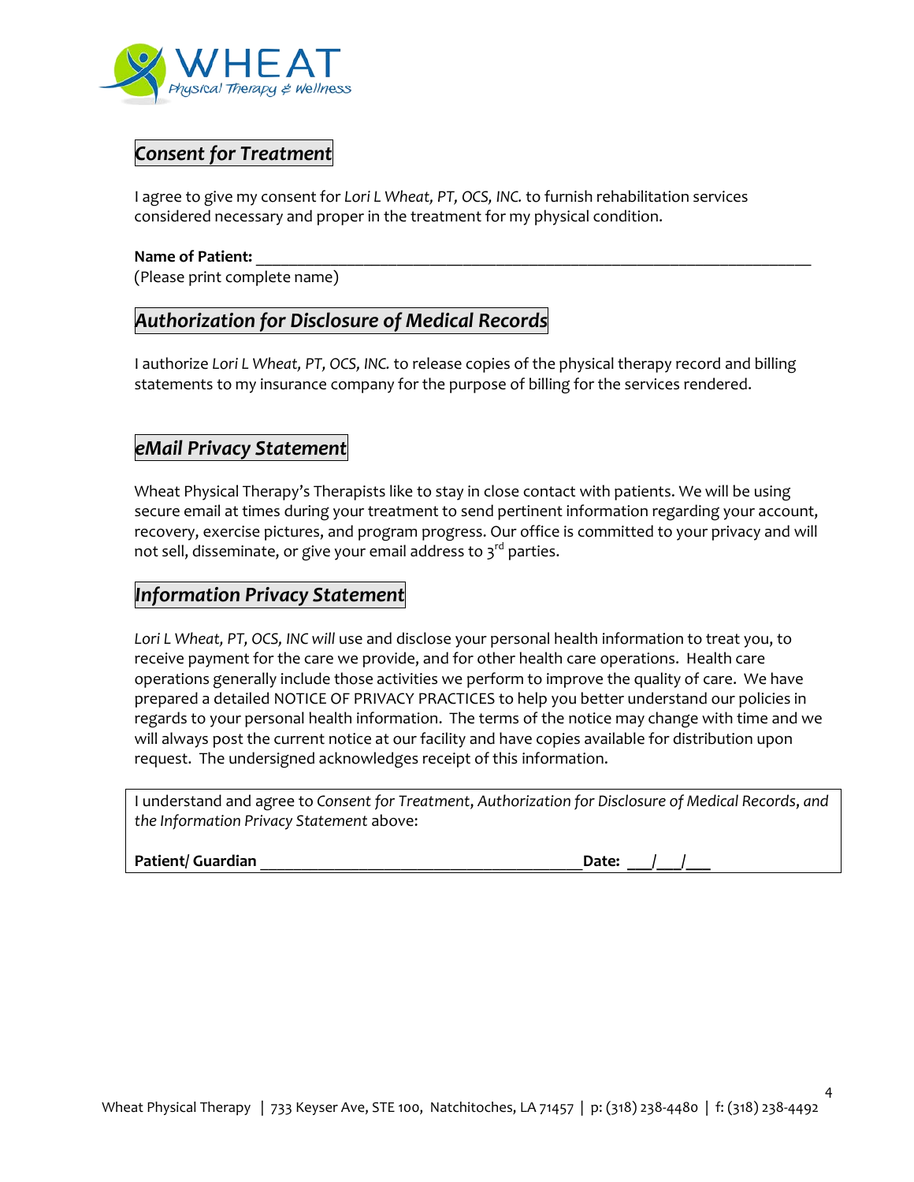WHEAT
Physical Therapy & Wellness

## *Consent for Treatment*

I agree to give my consent for *Lori L Wheat, PT, OCS, INC.* to furnish rehabilitation services considered necessary and proper in the treatment for my physical condition.

**Name of Patient:** ______________________________________________________________________
(Please print complete name)

## *Authorization for Disclosure of Medical Records*

I authorize *Lori L Wheat, PT, OCS, INC.* to release copies of the physical therapy record and billing statements to my insurance company for the purpose of billing for the services rendered.

## *eMail Privacy Statement*

Wheat Physical Therapy's Therapists like to stay in close contact with patients. We will be using secure email at times during your treatment to send pertinent information regarding your account, recovery, exercise pictures, and program progress. Our office is committed to your privacy and will not sell, disseminate, or give your email address to 3rd parties.

## *Information Privacy Statement*

*Lori L Wheat, PT, OCS, INC will* use and disclose your personal health information to treat you, to receive payment for the care we provide, and for other health care operations. Health care operations generally include those activities we perform to improve the quality of care. We have prepared a detailed NOTICE OF PRIVACY PRACTICES to help you better understand our policies in regards to your personal health information. The terms of the notice may change with time and we will always post the current notice at our facility and have copies available for distribution upon request. The undersigned acknowledges receipt of this information.

I understand and agree to *Consent for Treatment*, *Authorization for Disclosure of Medical Records*, *and the Information Privacy Statement* above:

**Patient/ Guardian** ________________________________________ **Date:** ___/___/___

Wheat Physical Therapy | 733 Keyser Ave, STE 100, Natchitoches, LA 71457 | p: (318) 238-4480 | f: (318) 238-4492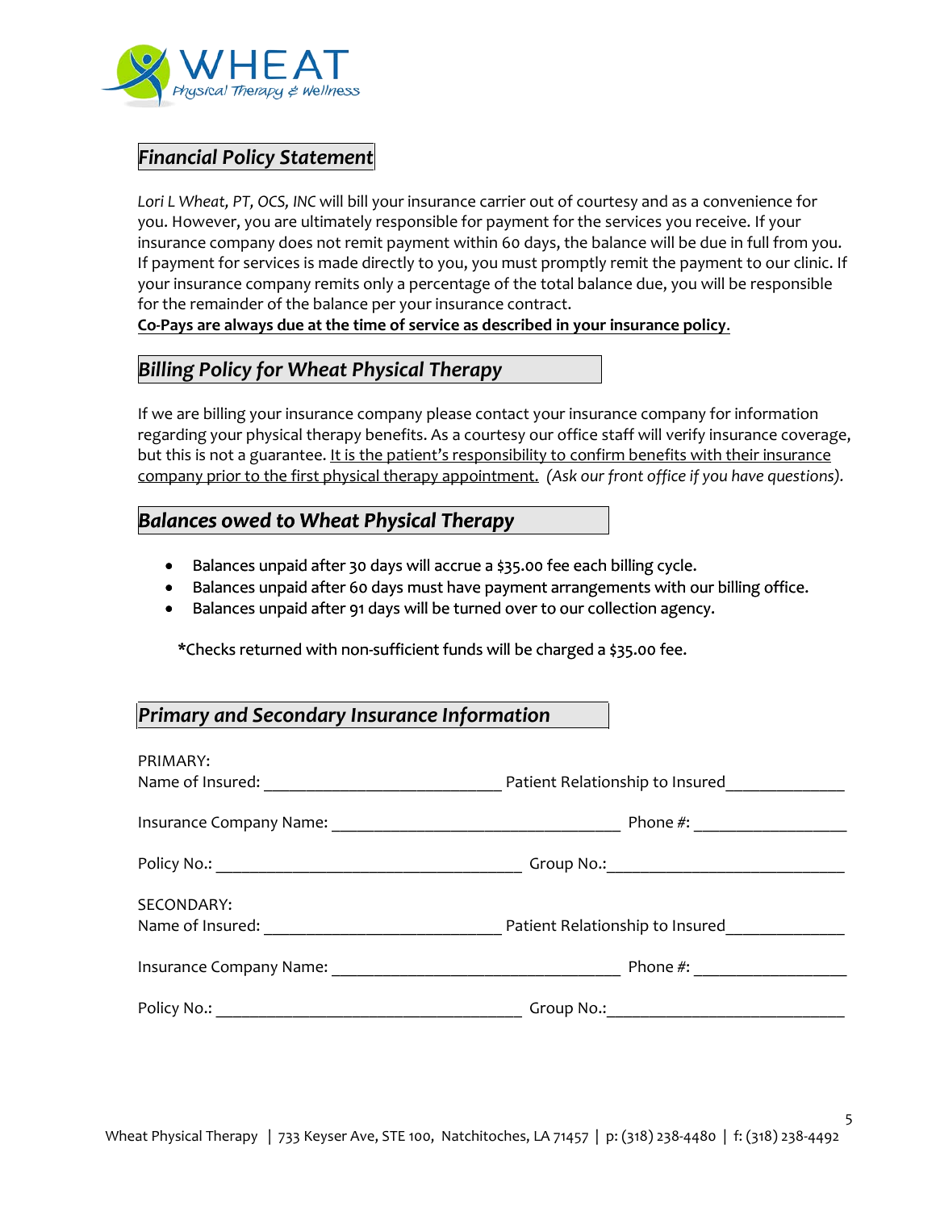WHEAT
*Physical Therapy & Wellness*

## ***Financial Policy Statement***

*Lori L Wheat, PT, OCS, INC* will bill your insurance carrier out of courtesy and as a convenience for you. However, you are ultimately responsible for payment for the services you receive. If your insurance company does not remit payment within 60 days, the balance will be due in full from you. If payment for services is made directly to you, you must promptly remit the payment to our clinic. If your insurance company remits only a percentage of the total balance due, you will be responsible for the remainder of the balance per your insurance contract.
<u>**Co-Pays are always due at the time of service as described in your insurance policy**</u>.

## ***Billing Policy for Wheat Physical Therapy***

If we are billing your insurance company please contact your insurance company for information regarding your physical therapy benefits. As a courtesy our office staff will verify insurance coverage, but this is not a guarantee. <u>It is the patient's responsibility to confirm benefits with their insurance company prior to the first physical therapy appointment.</u> *(Ask our front office if you have questions).*

## ***Balances owed to Wheat Physical Therapy***

- Balances unpaid after 30 days will accrue a $35.00 fee each billing cycle.
- Balances unpaid after 60 days must have payment arrangements with our billing office.
- Balances unpaid after 91 days will be turned over to our collection agency.

*Checks returned with non-sufficient funds will be charged a $35.00 fee.

## ***Primary and Secondary Insurance Information***

PRIMARY:
Name of Insured: ___________________________ Patient Relationship to Insured_____________

Insurance Company Name: _________________________________ Phone #: _________________

Policy No.: ___________________________________ Group No.:___________________________

SECONDARY:
Name of Insured: ___________________________ Patient Relationship to Insured_____________

Insurance Company Name: _________________________________ Phone #: _________________

Policy No.: ___________________________________ Group No.:___________________________

Wheat Physical Therapy | 733 Keyser Ave, STE 100, Natchitoches, LA 71457 | p: (318) 238-4480 | f: (318) 238-4492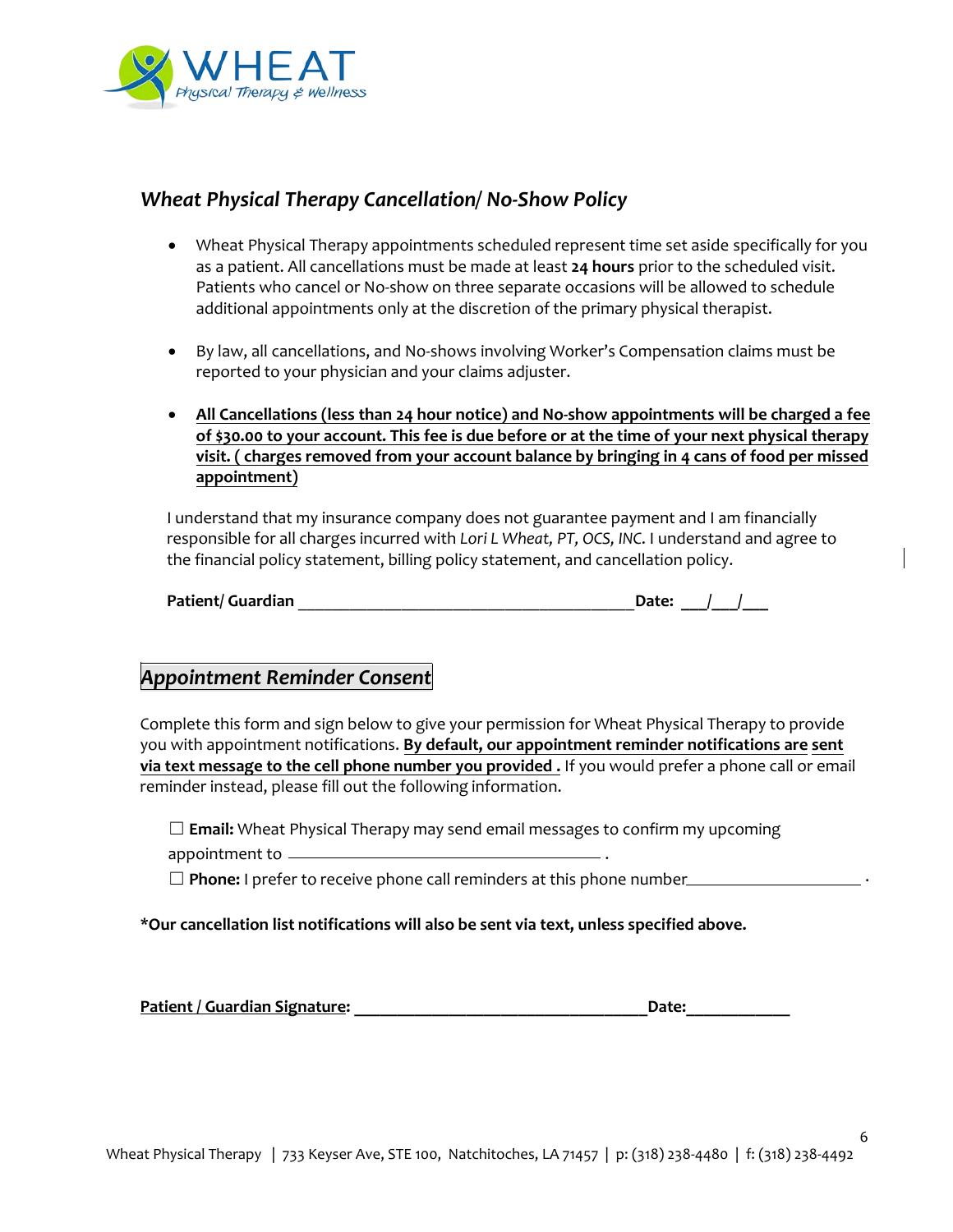WHEAT

*Physical Therapy & Wellness*

## *Wheat Physical Therapy Cancellation/ No-Show Policy*

- Wheat Physical Therapy appointments scheduled represent time set aside specifically for you as a patient. All cancellations must be made at least **24 hours** prior to the scheduled visit. Patients who cancel or No-show on three separate occasions will be allowed to schedule additional appointments only at the discretion of the primary physical therapist.

- By law, all cancellations, and No-shows involving Worker's Compensation claims must be reported to your physician and your claims adjuster.

- **All Cancellations (less than 24 hour notice) and No-show appointments will be charged a fee of $30.00 to your account. This fee is due before or at the time of your next physical therapy visit. ( charges removed from your account balance by bringing in 4 cans of food per missed appointment)**

I understand that my insurance company does not guarantee payment and I am financially responsible for all charges incurred with *Lori L Wheat, PT, OCS, INC.* I understand and agree to the financial policy statement, billing policy statement, and cancellation policy.

**Patient/ Guardian** ________________________________________ **Date:** ___/___/___

## *Appointment Reminder Consent*

Complete this form and sign below to give your permission for Wheat Physical Therapy to provide you with appointment notifications. **By default, our appointment reminder notifications are sent via text message to the cell phone number you provided .** If you would prefer a phone call or email reminder instead, please fill out the following information.

☐ **Email:** Wheat Physical Therapy may send email messages to confirm my upcoming appointment to ____________________________________ .

☐ **Phone:** I prefer to receive phone call reminders at this phone number____________________ .

**\*Our cancellation list notifications will also be sent via text, unless specified above.**

**Patient / Guardian Signature:** __________________________________ **Date:**____________

Wheat Physical Therapy | 733 Keyser Ave, STE 100, Natchitoches, LA 71457 | p: (318) 238-4480 | f: (318) 238-4492